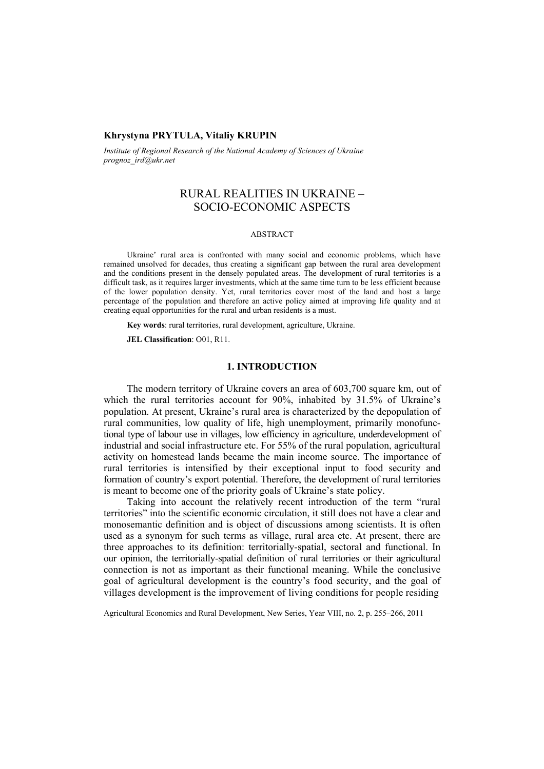**Khrystyna PRYTULA, Vitaliy KRUPIN**

*Institute of Regional Research of the National Academy of Sciences of Ukraine*
*prognoz_ird@ukr.net*

# RURAL REALITIES IN UKRAINE – SOCIO-ECONOMIC ASPECTS

## ABSTRACT

Ukraine' rural area is confronted with many social and economic problems, which have remained unsolved for decades, thus creating a significant gap between the rural area development and the conditions present in the densely populated areas. The development of rural territories is a difficult task, as it requires larger investments, which at the same time turn to be less efficient because of the lower population density. Yet, rural territories cover most of the land and host a large percentage of the population and therefore an active policy aimed at improving life quality and at creating equal opportunities for the rural and urban residents is a must.

**Key words**: rural territories, rural development, agriculture, Ukraine.

**JEL Classification**: O01, R11.

## 1. INTRODUCTION

The modern territory of Ukraine covers an area of 603,700 square km, out of which the rural territories account for 90%, inhabited by 31.5% of Ukraine's population. At present, Ukraine's rural area is characterized by the depopulation of rural communities, low quality of life, high unemployment, primarily monofunctional type of labour use in villages, low efficiency in agriculture, underdevelopment of industrial and social infrastructure etc. For 55% of the rural population, agricultural activity on homestead lands became the main income source. The importance of rural territories is intensified by their exceptional input to food security and formation of country's export potential. Therefore, the development of rural territories is meant to become one of the priority goals of Ukraine's state policy.

Taking into account the relatively recent introduction of the term "rural territories" into the scientific economic circulation, it still does not have a clear and monosemantic definition and is object of discussions among scientists. It is often used as a synonym for such terms as village, rural area etc. At present, there are three approaches to its definition: territorially-spatial, sectoral and functional. In our opinion, the territorially-spatial definition of rural territories or their agricultural connection is not as important as their functional meaning. While the conclusive goal of agricultural development is the country's food security, and the goal of villages development is the improvement of living conditions for people residing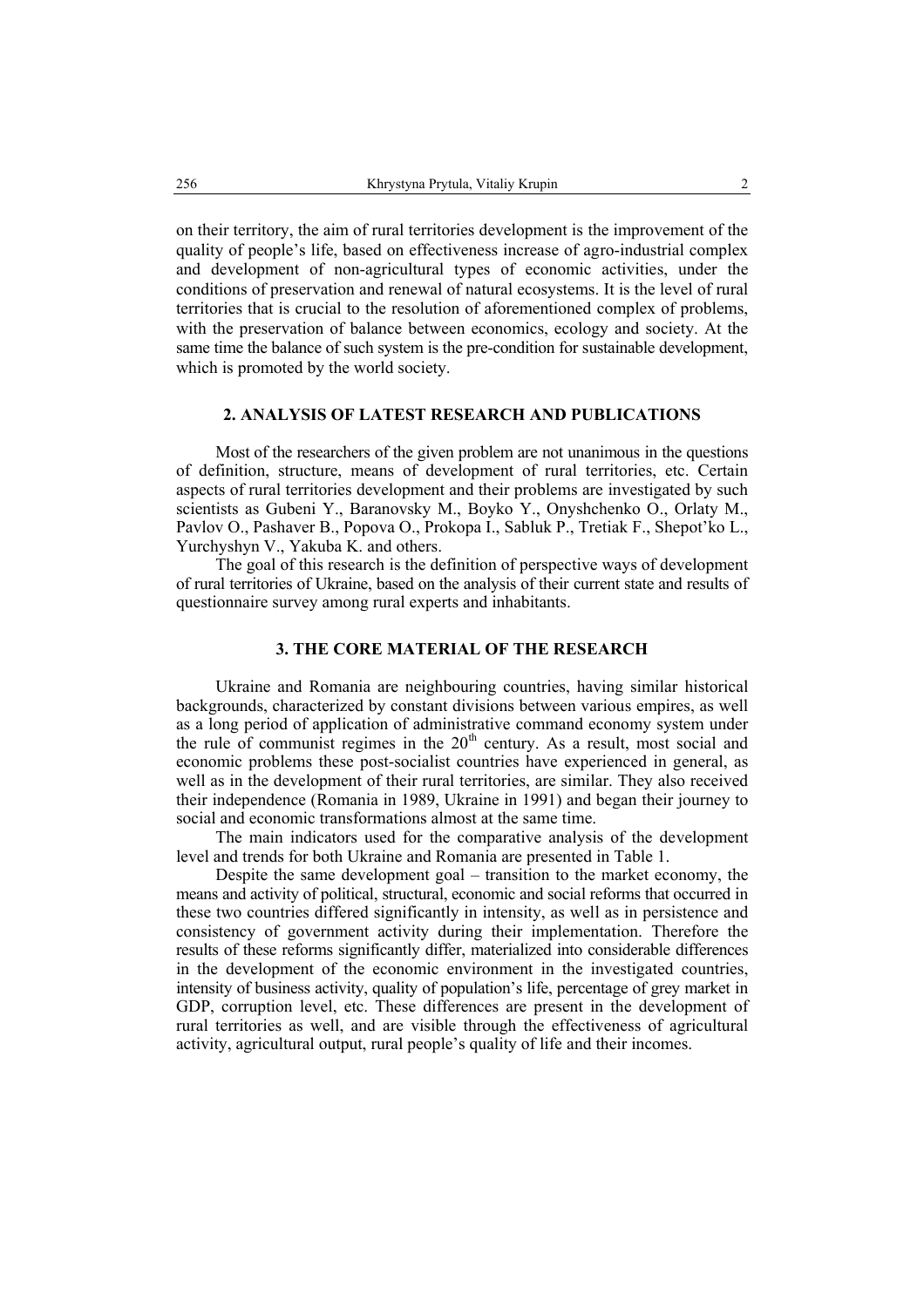on their territory, the aim of rural territories development is the improvement of the quality of people's life, based on effectiveness increase of agro-industrial complex and development of non-agricultural types of economic activities, under the conditions of preservation and renewal of natural ecosystems. It is the level of rural territories that is crucial to the resolution of aforementioned complex of problems, with the preservation of balance between economics, ecology and society. At the same time the balance of such system is the pre-condition for sustainable development, which is promoted by the world society.

## 2. ANALYSIS OF LATEST RESEARCH AND PUBLICATIONS

Most of the researchers of the given problem are not unanimous in the questions of definition, structure, means of development of rural territories, etc. Certain aspects of rural territories development and their problems are investigated by such scientists as Gubeni Y., Baranovsky M., Boyko Y., Onyshchenko O., Orlaty M., Pavlov O., Pashaver B., Popova O., Prokopa I., Sabluk P., Tretiak F., Shepot'ko L., Yurchyshyn V., Yakuba K. and others.

The goal of this research is the definition of perspective ways of development of rural territories of Ukraine, based on the analysis of their current state and results of questionnaire survey among rural experts and inhabitants.

## 3. THE CORE MATERIAL OF THE RESEARCH

Ukraine and Romania are neighbouring countries, having similar historical backgrounds, characterized by constant divisions between various empires, as well as a long period of application of administrative command economy system under the rule of communist regimes in the 20th century. As a result, most social and economic problems these post-socialist countries have experienced in general, as well as in the development of their rural territories, are similar. They also received their independence (Romania in 1989, Ukraine in 1991) and began their journey to social and economic transformations almost at the same time.

The main indicators used for the comparative analysis of the development level and trends for both Ukraine and Romania are presented in Table 1.

Despite the same development goal – transition to the market economy, the means and activity of political, structural, economic and social reforms that occurred in these two countries differed significantly in intensity, as well as in persistence and consistency of government activity during their implementation. Therefore the results of these reforms significantly differ, materialized into considerable differences in the development of the economic environment in the investigated countries, intensity of business activity, quality of population's life, percentage of grey market in GDP, corruption level, etc. These differences are present in the development of rural territories as well, and are visible through the effectiveness of agricultural activity, agricultural output, rural people's quality of life and their incomes.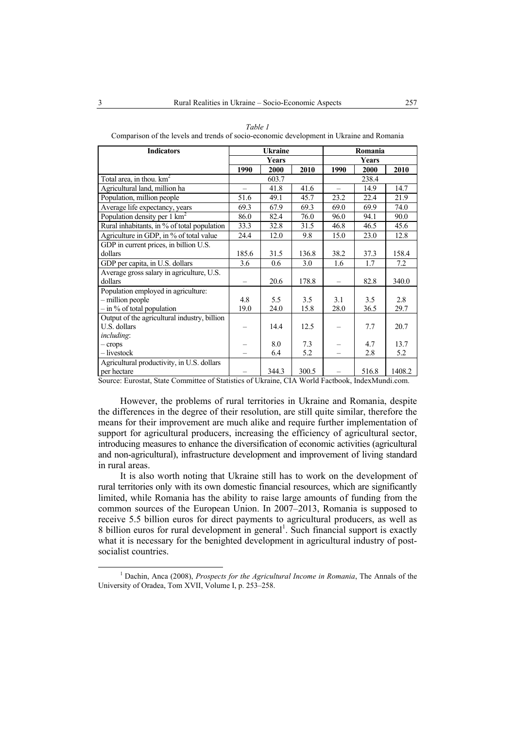*Table 1*

Comparison of the levels and trends of socio-economic development in Ukraine and Romania

| Indicators | Ukraine | | | Romania | | |
|---|---|---|---|---|---|---|
| | Years | | | Years | | |
| | 1990 | 2000 | 2010 | 1990 | 2000 | 2010 |
| Total area, in thou. km$^2$ | | 603.7 | | | 238.4 | |
| Agricultural land, million ha | – | 41.8 | 41.6 | – | 14.9 | 14.7 |
| Population, million people | 51.6 | 49.1 | 45.7 | 23.2 | 22.4 | 21.9 |
| Average life expectancy, years | 69.3 | 67.9 | 69.3 | 69.0 | 69.9 | 74.0 |
| Population density per 1 km$^2$ | 86.0 | 82.4 | 76.0 | 96.0 | 94.1 | 90.0 |
| Rural inhabitants, in % of total population | 33.3 | 32.8 | 31.5 | 46.8 | 46.5 | 45.6 |
| Agriculture in GDP, in % of total value | 24.4 | 12.0 | 9.8 | 15.0 | 23.0 | 12.8 |
| GDP in current prices, in billion U.S. dollars | 185.6 | 31.5 | 136.8 | 38.2 | 37.3 | 158.4 |
| GDP per capita, in U.S. dollars | 3.6 | 0.6 | 3.0 | 1.6 | 1.7 | 7.2 |
| Average gross salary in agriculture, U.S. dollars | – | 20.6 | 178.8 | – | 82.8 | 340.0 |
| Population employed in agriculture: | | | | | | |
| – million people | 4.8 | 5.5 | 3.5 | 3.1 | 3.5 | 2.8 |
| – in % of total population | 19.0 | 24.0 | 15.8 | 28.0 | 36.5 | 29.7 |
| Output of the agricultural industry, billion U.S. dollars | – | 14.4 | 12.5 | – | 7.7 | 20.7 |
| *including*: | | | | | | |
| – crops | – | 8.0 | 7.3 | – | 4.7 | 13.7 |
| – livestock | – | 6.4 | 5.2 | – | 2.8 | 5.2 |
| Agricultural productivity, in U.S. dollars per hectare | – | 344.3 | 300.5 | – | 516.8 | 1408.2 |

Source: Eurostat, State Committee of Statistics of Ukraine, CIA World Factbook, IndexMundi.com.

However, the problems of rural territories in Ukraine and Romania, despite the differences in the degree of their resolution, are still quite similar, therefore the means for their improvement are much alike and require further implementation of support for agricultural producers, increasing the efficiency of agricultural sector, introducing measures to enhance the diversification of economic activities (agricultural and non-agricultural), infrastructure development and improvement of living standard in rural areas.

It is also worth noting that Ukraine still has to work on the development of rural territories only with its own domestic financial resources, which are significantly limited, while Romania has the ability to raise large amounts of funding from the common sources of the European Union. In 2007–2013, Romania is supposed to receive 5.5 billion euros for direct payments to agricultural producers, as well as 8 billion euros for rural development in general[1]. Such financial support is exactly what it is necessary for the benighted development in agricultural industry of post-socialist countries.

[1] Dachin, Anca (2008), *Prospects for the Agricultural Income in Romania*, The Annals of the University of Oradea, Tom XVII, Volume I, p. 253–258.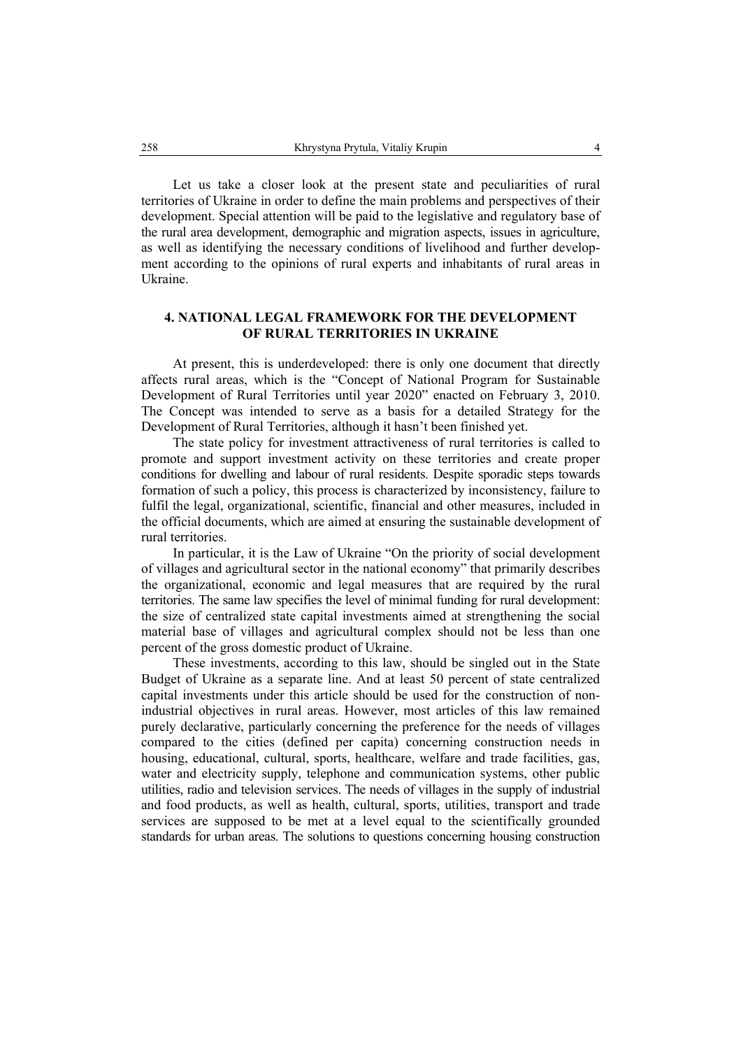Let us take a closer look at the present state and peculiarities of rural territories of Ukraine in order to define the main problems and perspectives of their development. Special attention will be paid to the legislative and regulatory base of the rural area development, demographic and migration aspects, issues in agriculture, as well as identifying the necessary conditions of livelihood and further development according to the opinions of rural experts and inhabitants of rural areas in Ukraine.

## 4. NATIONAL LEGAL FRAMEWORK FOR THE DEVELOPMENT OF RURAL TERRITORIES IN UKRAINE

At present, this is underdeveloped: there is only one document that directly affects rural areas, which is the "Concept of National Program for Sustainable Development of Rural Territories until year 2020" enacted on February 3, 2010. The Concept was intended to serve as a basis for a detailed Strategy for the Development of Rural Territories, although it hasn't been finished yet.

The state policy for investment attractiveness of rural territories is called to promote and support investment activity on these territories and create proper conditions for dwelling and labour of rural residents. Despite sporadic steps towards formation of such a policy, this process is characterized by inconsistency, failure to fulfil the legal, organizational, scientific, financial and other measures, included in the official documents, which are aimed at ensuring the sustainable development of rural territories.

In particular, it is the Law of Ukraine "On the priority of social development of villages and agricultural sector in the national economy" that primarily describes the organizational, economic and legal measures that are required by the rural territories. The same law specifies the level of minimal funding for rural development: the size of centralized state capital investments aimed at strengthening the social material base of villages and agricultural complex should not be less than one percent of the gross domestic product of Ukraine.

These investments, according to this law, should be singled out in the State Budget of Ukraine as a separate line. And at least 50 percent of state centralized capital investments under this article should be used for the construction of non-industrial objectives in rural areas. However, most articles of this law remained purely declarative, particularly concerning the preference for the needs of villages compared to the cities (defined per capita) concerning construction needs in housing, educational, cultural, sports, healthcare, welfare and trade facilities, gas, water and electricity supply, telephone and communication systems, other public utilities, radio and television services. The needs of villages in the supply of industrial and food products, as well as health, cultural, sports, utilities, transport and trade services are supposed to be met at a level equal to the scientifically grounded standards for urban areas. The solutions to questions concerning housing construction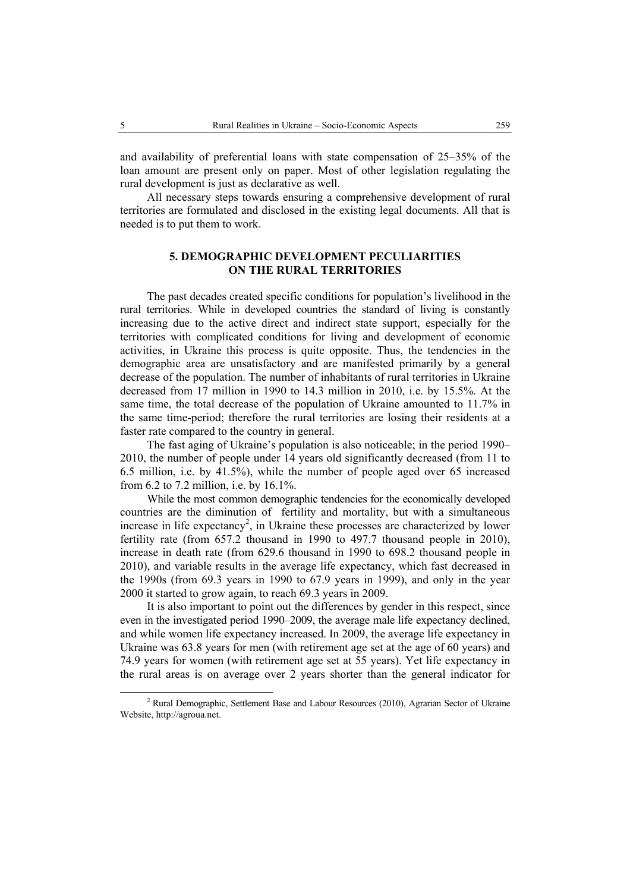and availability of preferential loans with state compensation of 25–35% of the loan amount are present only on paper. Most of other legislation regulating the rural development is just as declarative as well.

All necessary steps towards ensuring a comprehensive development of rural territories are formulated and disclosed in the existing legal documents. All that is needed is to put them to work.

## 5. DEMOGRAPHIC DEVELOPMENT PECULIARITIES ON THE RURAL TERRITORIES

The past decades created specific conditions for population's livelihood in the rural territories. While in developed countries the standard of living is constantly increasing due to the active direct and indirect state support, especially for the territories with complicated conditions for living and development of economic activities, in Ukraine this process is quite opposite. Thus, the tendencies in the demographic area are unsatisfactory and are manifested primarily by a general decrease of the population. The number of inhabitants of rural territories in Ukraine decreased from 17 million in 1990 to 14.3 million in 2010, i.e. by 15.5%. At the same time, the total decrease of the population of Ukraine amounted to 11.7% in the same time-period; therefore the rural territories are losing their residents at a faster rate compared to the country in general.

The fast aging of Ukraine's population is also noticeable; in the period 1990–2010, the number of people under 14 years old significantly decreased (from 11 to 6.5 million, i.e. by 41.5%), while the number of people aged over 65 increased from 6.2 to 7.2 million, i.e. by 16.1%.

While the most common demographic tendencies for the economically developed countries are the diminution of fertility and mortality, but with a simultaneous increase in life expectancy[2], in Ukraine these processes are characterized by lower fertility rate (from 657.2 thousand in 1990 to 497.7 thousand people in 2010), increase in death rate (from 629.6 thousand in 1990 to 698.2 thousand people in 2010), and variable results in the average life expectancy, which fast decreased in the 1990s (from 69.3 years in 1990 to 67.9 years in 1999), and only in the year 2000 it started to grow again, to reach 69.3 years in 2009.

It is also important to point out the differences by gender in this respect, since even in the investigated period 1990–2009, the average male life expectancy declined, and while women life expectancy increased. In 2009, the average life expectancy in Ukraine was 63.8 years for men (with retirement age set at the age of 60 years) and 74.9 years for women (with retirement age set at 55 years). Yet life expectancy in the rural areas is on average over 2 years shorter than the general indicator for

[2] Rural Demographic, Settlement Base and Labour Resources (2010), Agrarian Sector of Ukraine Website, http://agroua.net.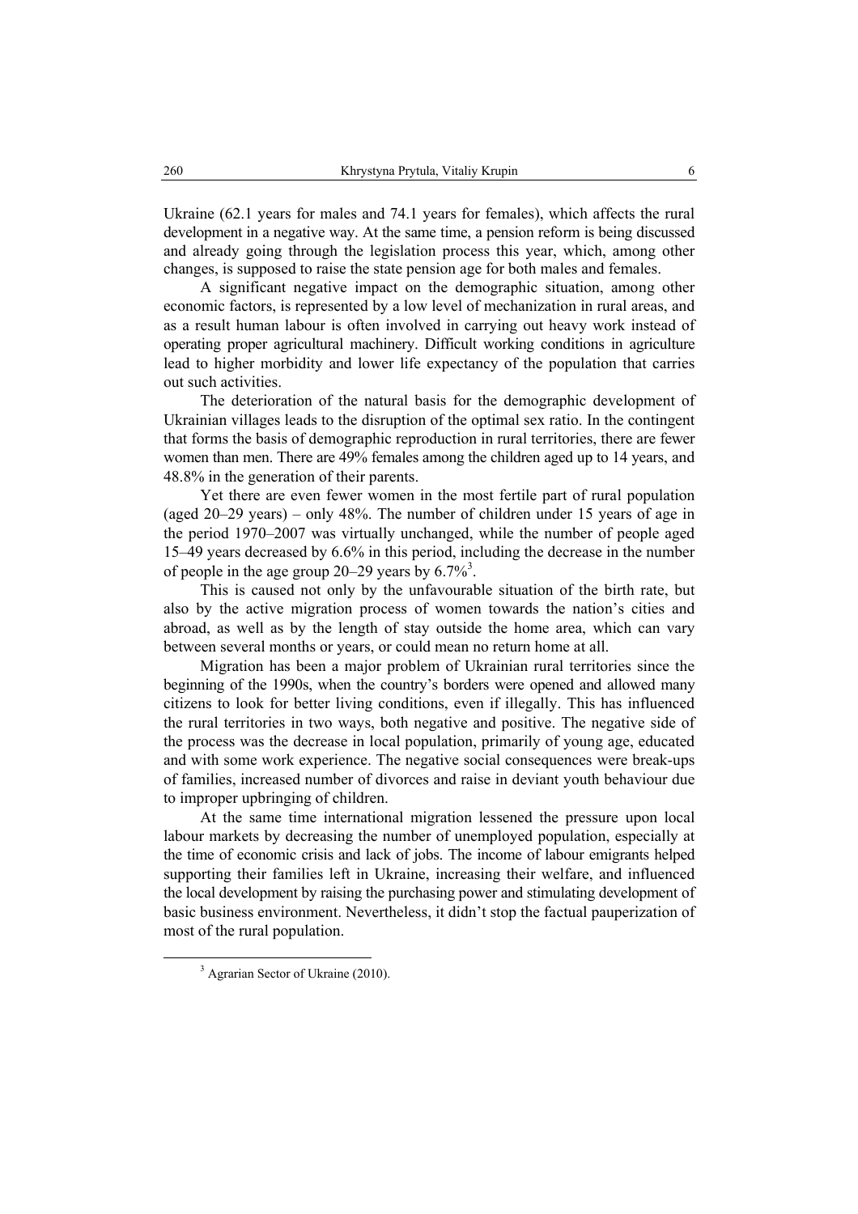Ukraine (62.1 years for males and 74.1 years for females), which affects the rural development in a negative way. At the same time, a pension reform is being discussed and already going through the legislation process this year, which, among other changes, is supposed to raise the state pension age for both males and females.

A significant negative impact on the demographic situation, among other economic factors, is represented by a low level of mechanization in rural areas, and as a result human labour is often involved in carrying out heavy work instead of operating proper agricultural machinery. Difficult working conditions in agriculture lead to higher morbidity and lower life expectancy of the population that carries out such activities.

The deterioration of the natural basis for the demographic development of Ukrainian villages leads to the disruption of the optimal sex ratio. In the contingent that forms the basis of demographic reproduction in rural territories, there are fewer women than men. There are 49% females among the children aged up to 14 years, and 48.8% in the generation of their parents.

Yet there are even fewer women in the most fertile part of rural population (aged 20–29 years) – only 48%. The number of children under 15 years of age in the period 1970–2007 was virtually unchanged, while the number of people aged 15–49 years decreased by 6.6% in this period, including the decrease in the number of people in the age group 20–29 years by 6.7%[3].

This is caused not only by the unfavourable situation of the birth rate, but also by the active migration process of women towards the nation's cities and abroad, as well as by the length of stay outside the home area, which can vary between several months or years, or could mean no return home at all.

Migration has been a major problem of Ukrainian rural territories since the beginning of the 1990s, when the country's borders were opened and allowed many citizens to look for better living conditions, even if illegally. This has influenced the rural territories in two ways, both negative and positive. The negative side of the process was the decrease in local population, primarily of young age, educated and with some work experience. The negative social consequences were break-ups of families, increased number of divorces and raise in deviant youth behaviour due to improper upbringing of children.

At the same time international migration lessened the pressure upon local labour markets by decreasing the number of unemployed population, especially at the time of economic crisis and lack of jobs. The income of labour emigrants helped supporting their families left in Ukraine, increasing their welfare, and influenced the local development by raising the purchasing power and stimulating development of basic business environment. Nevertheless, it didn't stop the factual pauperization of most of the rural population.

[3] Agrarian Sector of Ukraine (2010).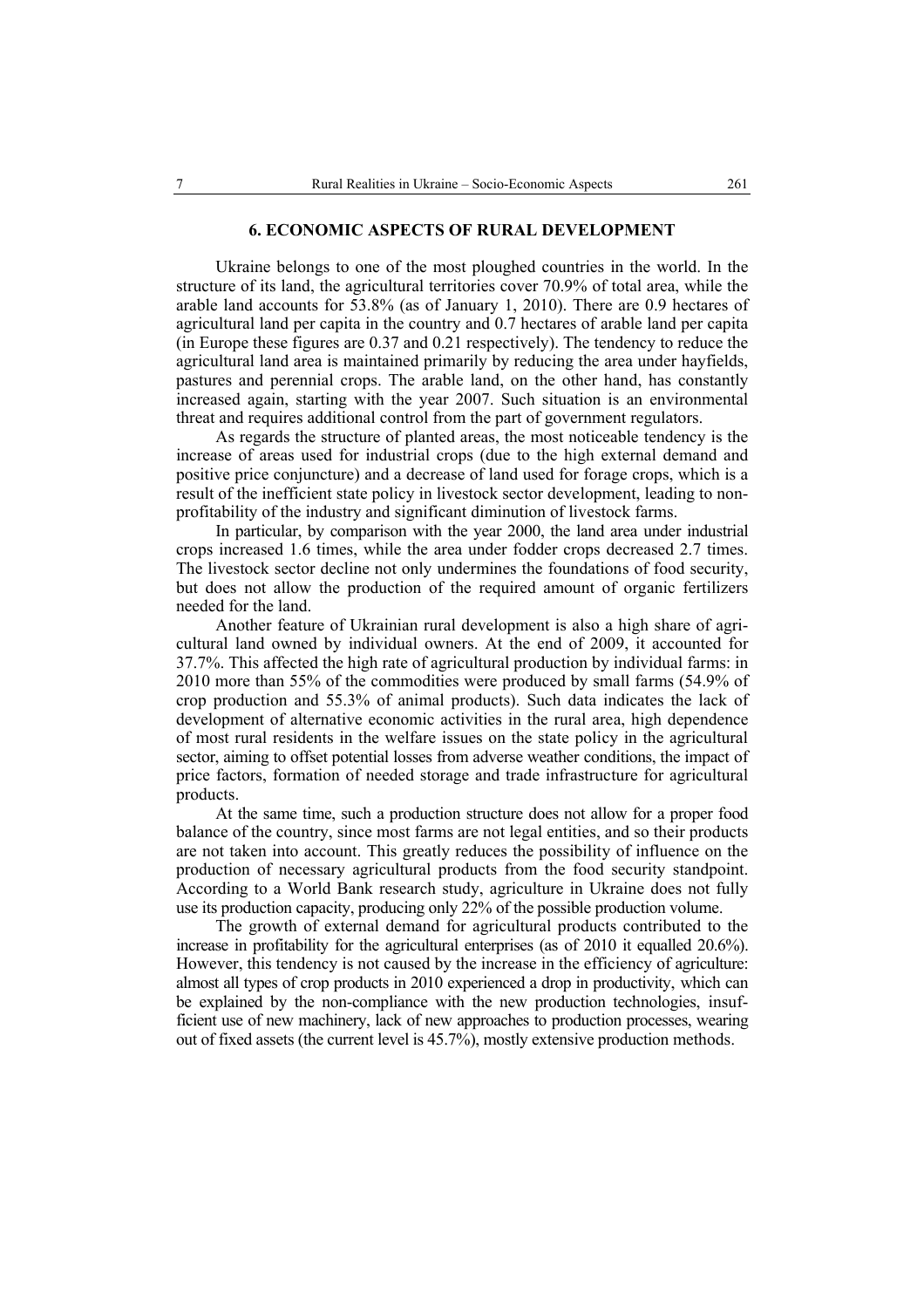## 6. ECONOMIC ASPECTS OF RURAL DEVELOPMENT

Ukraine belongs to one of the most ploughed countries in the world. In the structure of its land, the agricultural territories cover 70.9% of total area, while the arable land accounts for 53.8% (as of January 1, 2010). There are 0.9 hectares of agricultural land per capita in the country and 0.7 hectares of arable land per capita (in Europe these figures are 0.37 and 0.21 respectively). The tendency to reduce the agricultural land area is maintained primarily by reducing the area under hayfields, pastures and perennial crops. The arable land, on the other hand, has constantly increased again, starting with the year 2007. Such situation is an environmental threat and requires additional control from the part of government regulators.

As regards the structure of planted areas, the most noticeable tendency is the increase of areas used for industrial crops (due to the high external demand and positive price conjuncture) and a decrease of land used for forage crops, which is a result of the inefficient state policy in livestock sector development, leading to non-profitability of the industry and significant diminution of livestock farms.

In particular, by comparison with the year 2000, the land area under industrial crops increased 1.6 times, while the area under fodder crops decreased 2.7 times. The livestock sector decline not only undermines the foundations of food security, but does not allow the production of the required amount of organic fertilizers needed for the land.

Another feature of Ukrainian rural development is also a high share of agricultural land owned by individual owners. At the end of 2009, it accounted for 37.7%. This affected the high rate of agricultural production by individual farms: in 2010 more than 55% of the commodities were produced by small farms (54.9% of crop production and 55.3% of animal products). Such data indicates the lack of development of alternative economic activities in the rural area, high dependence of most rural residents in the welfare issues on the state policy in the agricultural sector, aiming to offset potential losses from adverse weather conditions, the impact of price factors, formation of needed storage and trade infrastructure for agricultural products.

At the same time, such a production structure does not allow for a proper food balance of the country, since most farms are not legal entities, and so their products are not taken into account. This greatly reduces the possibility of influence on the production of necessary agricultural products from the food security standpoint. According to a World Bank research study, agriculture in Ukraine does not fully use its production capacity, producing only 22% of the possible production volume.

The growth of external demand for agricultural products contributed to the increase in profitability for the agricultural enterprises (as of 2010 it equalled 20.6%). However, this tendency is not caused by the increase in the efficiency of agriculture: almost all types of crop products in 2010 experienced a drop in productivity, which can be explained by the non-compliance with the new production technologies, insufficient use of new machinery, lack of new approaches to production processes, wearing out of fixed assets (the current level is 45.7%), mostly extensive production methods.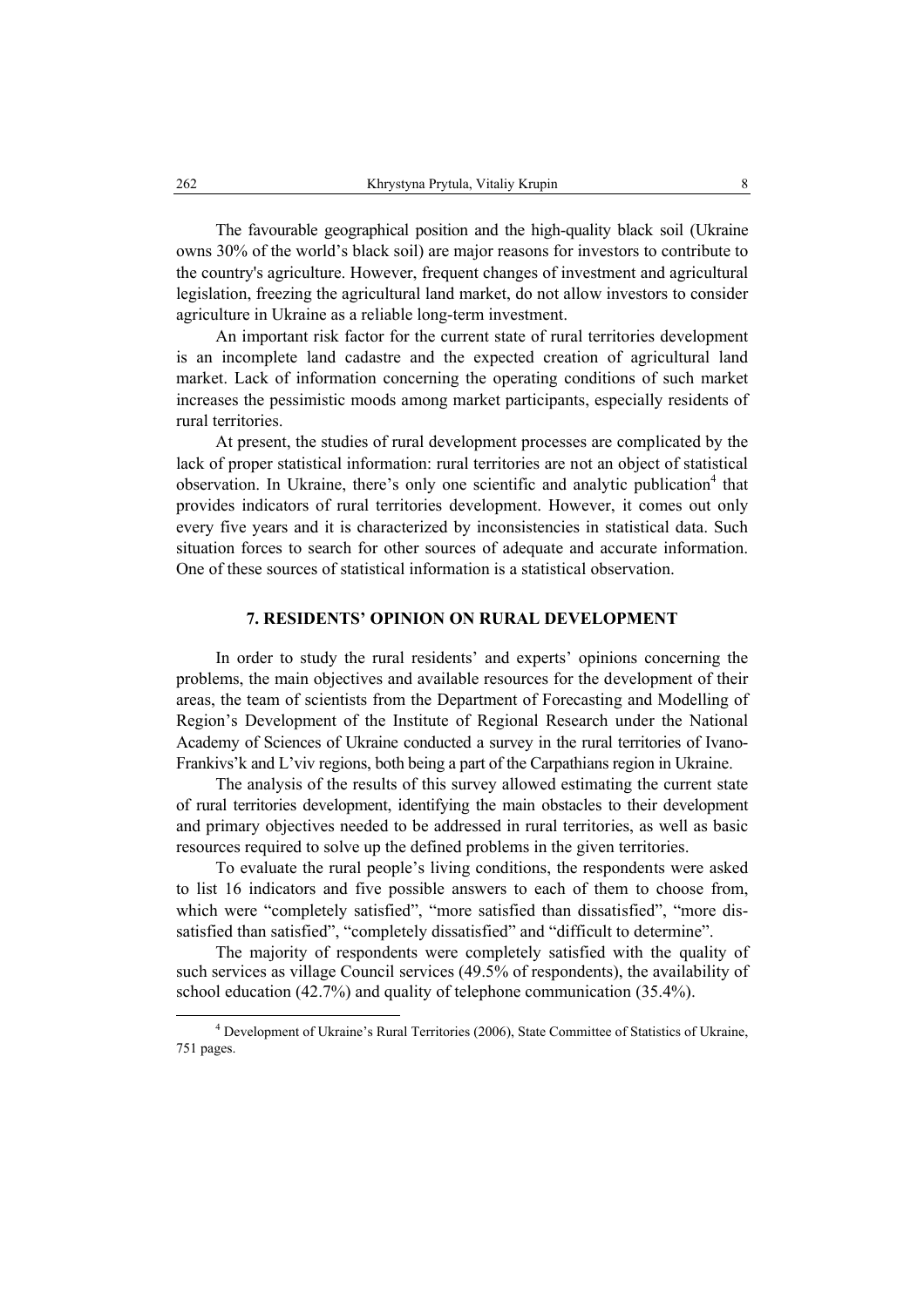The favourable geographical position and the high-quality black soil (Ukraine owns 30% of the world's black soil) are major reasons for investors to contribute to the country's agriculture. However, frequent changes of investment and agricultural legislation, freezing the agricultural land market, do not allow investors to consider agriculture in Ukraine as a reliable long-term investment.

An important risk factor for the current state of rural territories development is an incomplete land cadastre and the expected creation of agricultural land market. Lack of information concerning the operating conditions of such market increases the pessimistic moods among market participants, especially residents of rural territories.

At present, the studies of rural development processes are complicated by the lack of proper statistical information: rural territories are not an object of statistical observation. In Ukraine, there's only one scientific and analytic publication[4] that provides indicators of rural territories development. However, it comes out only every five years and it is characterized by inconsistencies in statistical data. Such situation forces to search for other sources of adequate and accurate information. One of these sources of statistical information is a statistical observation.

## 7. RESIDENTS' OPINION ON RURAL DEVELOPMENT

In order to study the rural residents' and experts' opinions concerning the problems, the main objectives and available resources for the development of their areas, the team of scientists from the Department of Forecasting and Modelling of Region's Development of the Institute of Regional Research under the National Academy of Sciences of Ukraine conducted a survey in the rural territories of Ivano-Frankivs'k and L'viv regions, both being a part of the Carpathians region in Ukraine.

The analysis of the results of this survey allowed estimating the current state of rural territories development, identifying the main obstacles to their development and primary objectives needed to be addressed in rural territories, as well as basic resources required to solve up the defined problems in the given territories.

To evaluate the rural people's living conditions, the respondents were asked to list 16 indicators and five possible answers to each of them to choose from, which were "completely satisfied", "more satisfied than dissatisfied", "more dissatisfied than satisfied", "completely dissatisfied" and "difficult to determine".

The majority of respondents were completely satisfied with the quality of such services as village Council services (49.5% of respondents), the availability of school education (42.7%) and quality of telephone communication (35.4%).

[4] Development of Ukraine's Rural Territories (2006), State Committee of Statistics of Ukraine, 751 pages.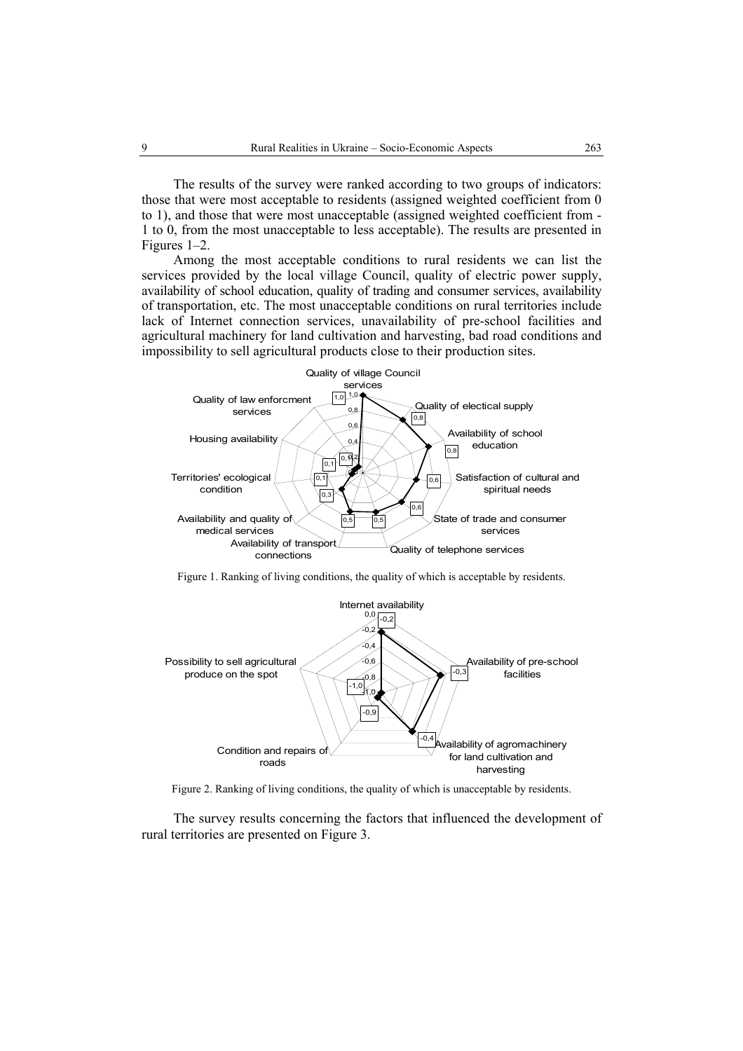The results of the survey were ranked according to two groups of indicators: those that were most acceptable to residents (assigned weighted coefficient from 0 to 1), and those that were most unacceptable (assigned weighted coefficient from -1 to 0, from the most unacceptable to less acceptable). The results are presented in Figures 1–2.

Among the most acceptable conditions to rural residents we can list the services provided by the local village Council, quality of electric power supply, availability of school education, quality of trading and consumer services, availability of transportation, etc. The most unacceptable conditions on rural territories include lack of Internet connection services, unavailability of pre-school facilities and agricultural machinery for land cultivation and harvesting, bad road conditions and impossibility to sell agricultural products close to their production sites.

Figure 1. Ranking of living conditions, the quality of which is acceptable by residents.

Figure 2. Ranking of living conditions, the quality of which is unacceptable by residents.

The survey results concerning the factors that influenced the development of rural territories are presented on Figure 3.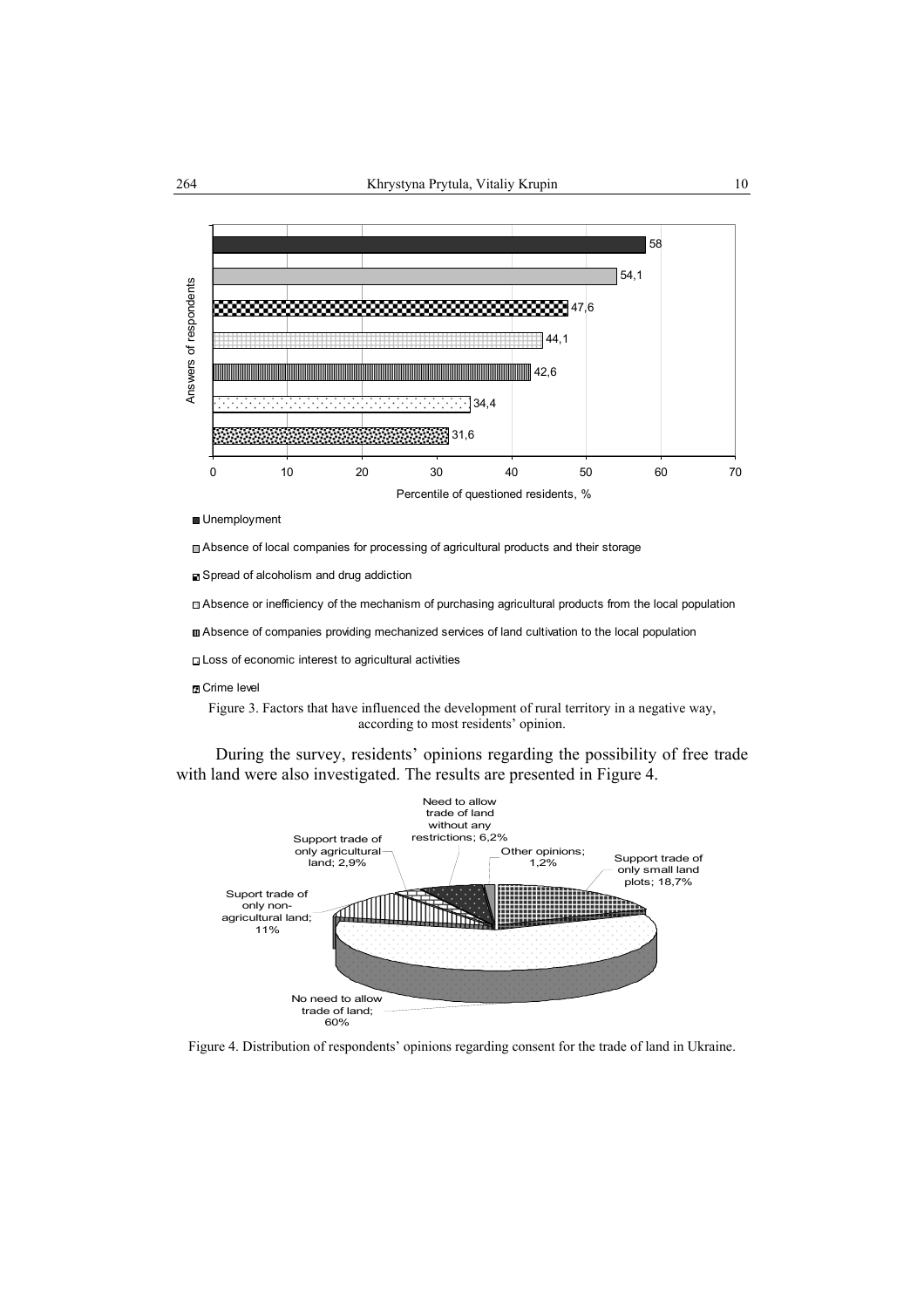Figure 3. Factors that have influenced the development of rural territory in a negative way, according to most residents' opinion.

During the survey, residents' opinions regarding the possibility of free trade with land were also investigated. The results are presented in Figure 4.

Figure 4. Distribution of respondents' opinions regarding consent for the trade of land in Ukraine.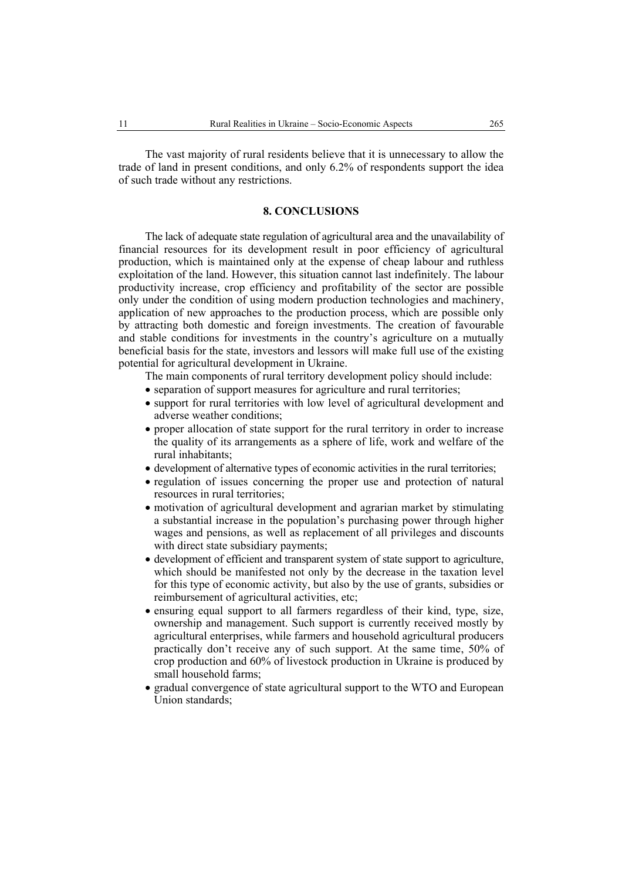The vast majority of rural residents believe that it is unnecessary to allow the trade of land in present conditions, and only 6.2% of respondents support the idea of such trade without any restrictions.

## 8. CONCLUSIONS

The lack of adequate state regulation of agricultural area and the unavailability of financial resources for its development result in poor efficiency of agricultural production, which is maintained only at the expense of cheap labour and ruthless exploitation of the land. However, this situation cannot last indefinitely. The labour productivity increase, crop efficiency and profitability of the sector are possible only under the condition of using modern production technologies and machinery, application of new approaches to the production process, which are possible only by attracting both domestic and foreign investments. The creation of favourable and stable conditions for investments in the country's agriculture on a mutually beneficial basis for the state, investors and lessors will make full use of the existing potential for agricultural development in Ukraine.

The main components of rural territory development policy should include:

- separation of support measures for agriculture and rural territories;
- support for rural territories with low level of agricultural development and adverse weather conditions;
- proper allocation of state support for the rural territory in order to increase the quality of its arrangements as a sphere of life, work and welfare of the rural inhabitants;
- development of alternative types of economic activities in the rural territories;
- regulation of issues concerning the proper use and protection of natural resources in rural territories;
- motivation of agricultural development and agrarian market by stimulating a substantial increase in the population's purchasing power through higher wages and pensions, as well as replacement of all privileges and discounts with direct state subsidiary payments;
- development of efficient and transparent system of state support to agriculture, which should be manifested not only by the decrease in the taxation level for this type of economic activity, but also by the use of grants, subsidies or reimbursement of agricultural activities, etc;
- ensuring equal support to all farmers regardless of their kind, type, size, ownership and management. Such support is currently received mostly by agricultural enterprises, while farmers and household agricultural producers practically don't receive any of such support. At the same time, 50% of crop production and 60% of livestock production in Ukraine is produced by small household farms;
- gradual convergence of state agricultural support to the WTO and European Union standards;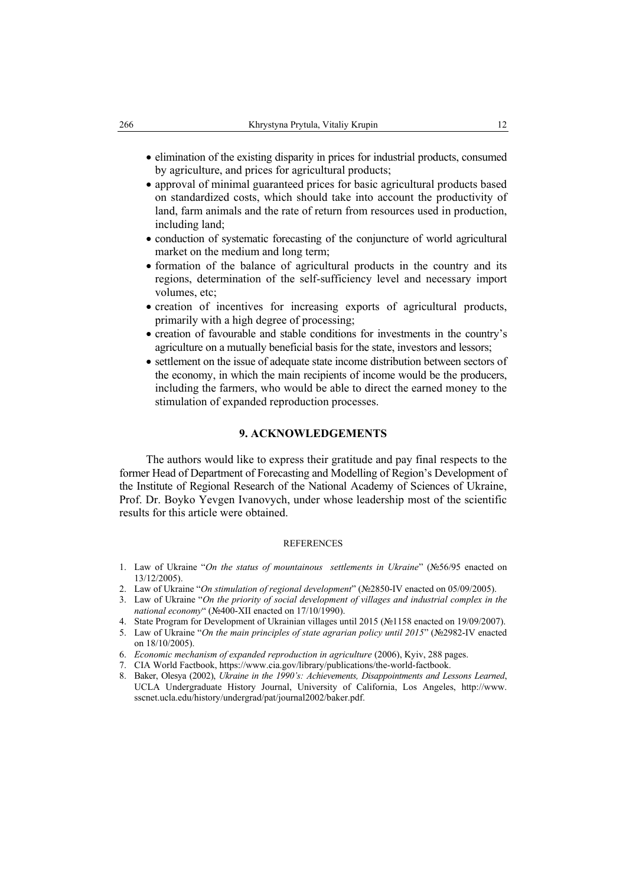- elimination of the existing disparity in prices for industrial products, consumed by agriculture, and prices for agricultural products;
- approval of minimal guaranteed prices for basic agricultural products based on standardized costs, which should take into account the productivity of land, farm animals and the rate of return from resources used in production, including land;
- conduction of systematic forecasting of the conjuncture of world agricultural market on the medium and long term;
- formation of the balance of agricultural products in the country and its regions, determination of the self-sufficiency level and necessary import volumes, etc;
- creation of incentives for increasing exports of agricultural products, primarily with a high degree of processing;
- creation of favourable and stable conditions for investments in the country's agriculture on a mutually beneficial basis for the state, investors and lessors;
- settlement on the issue of adequate state income distribution between sectors of the economy, in which the main recipients of income would be the producers, including the farmers, who would be able to direct the earned money to the stimulation of expanded reproduction processes.

## 9. ACKNOWLEDGEMENTS

The authors would like to express their gratitude and pay final respects to the former Head of Department of Forecasting and Modelling of Region's Development of the Institute of Regional Research of the National Academy of Sciences of Ukraine, Prof. Dr. Boyko Yevgen Ivanovych, under whose leadership most of the scientific results for this article were obtained.

## REFERENCES

1. Law of Ukraine "*On the status of mountainous settlements in Ukraine*" (№56/95 enacted on 13/12/2005).
2. Law of Ukraine "*On stimulation of regional development*" (№2850-IV enacted on 05/09/2005).
3. Law of Ukraine "*On the priority of social development of villages and industrial complex in the national economy*" (№400-XII enacted on 17/10/1990).
4. State Program for Development of Ukrainian villages until 2015 (№1158 enacted on 19/09/2007).
5. Law of Ukraine "*On the main principles of state agrarian policy until 2015*" (№2982-IV enacted on 18/10/2005).
6. *Economic mechanism of expanded reproduction in agriculture* (2006), Kyiv, 288 pages.
7. CIA World Factbook, https://www.cia.gov/library/publications/the-world-factbook.
8. Baker, Olesya (2002), *Ukraine in the 1990's: Achievements, Disappointments and Lessons Learned*, UCLA Undergraduate History Journal, University of California, Los Angeles, http://www.sscnet.ucla.edu/history/undergrad/pat/journal2002/baker.pdf.